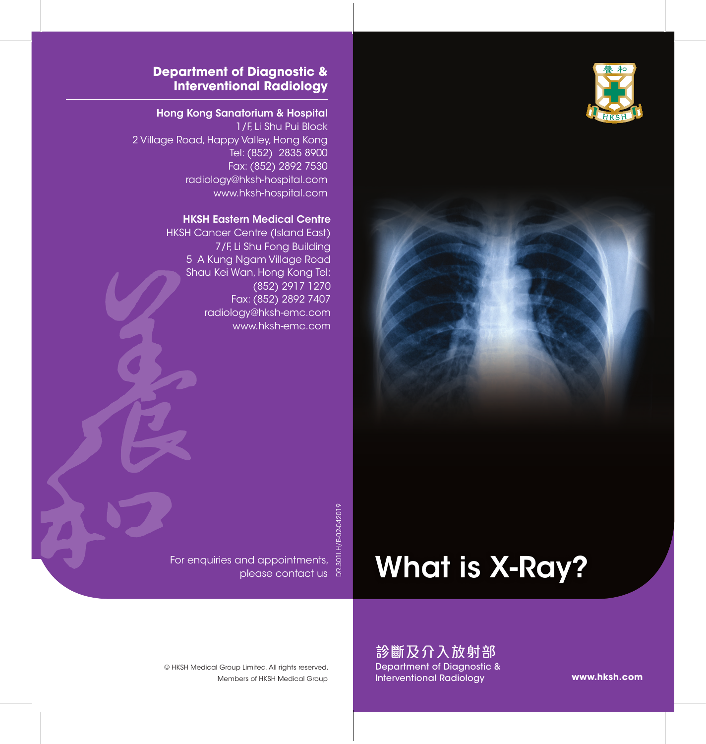## Department of Diagnostic & Interventional Radiology

**Hong Kong Sanatorium & Hospital**
1/F, Li Shu Pui Block
2 Village Road, Happy Valley, Hong Kong
Tel: (852) 2835 8900
Fax: (852) 2892 7530
radiology@hksh-hospital.com
www.hksh-hospital.com

**HKSH Eastern Medical Centre**
HKSH Cancer Centre (Island East)
7/F, Li Shu Fong Building
5 A Kung Ngam Village Road
Shau Kei Wan, Hong Kong Tel:
(852) 2917 1270
Fax: (852) 2892 7407
radiology@hksh-emc.com
www.hksh-emc.com

For enquiries and appointments, please contact us

DR.3011H/E-02-042019

© HKSH Medical Group Limited. All rights reserved.
Members of HKSH Medical Group

# What is X-Ray?

**診斷及介入放射部**
Department of Diagnostic & Interventional Radiology

**www.hksh.com**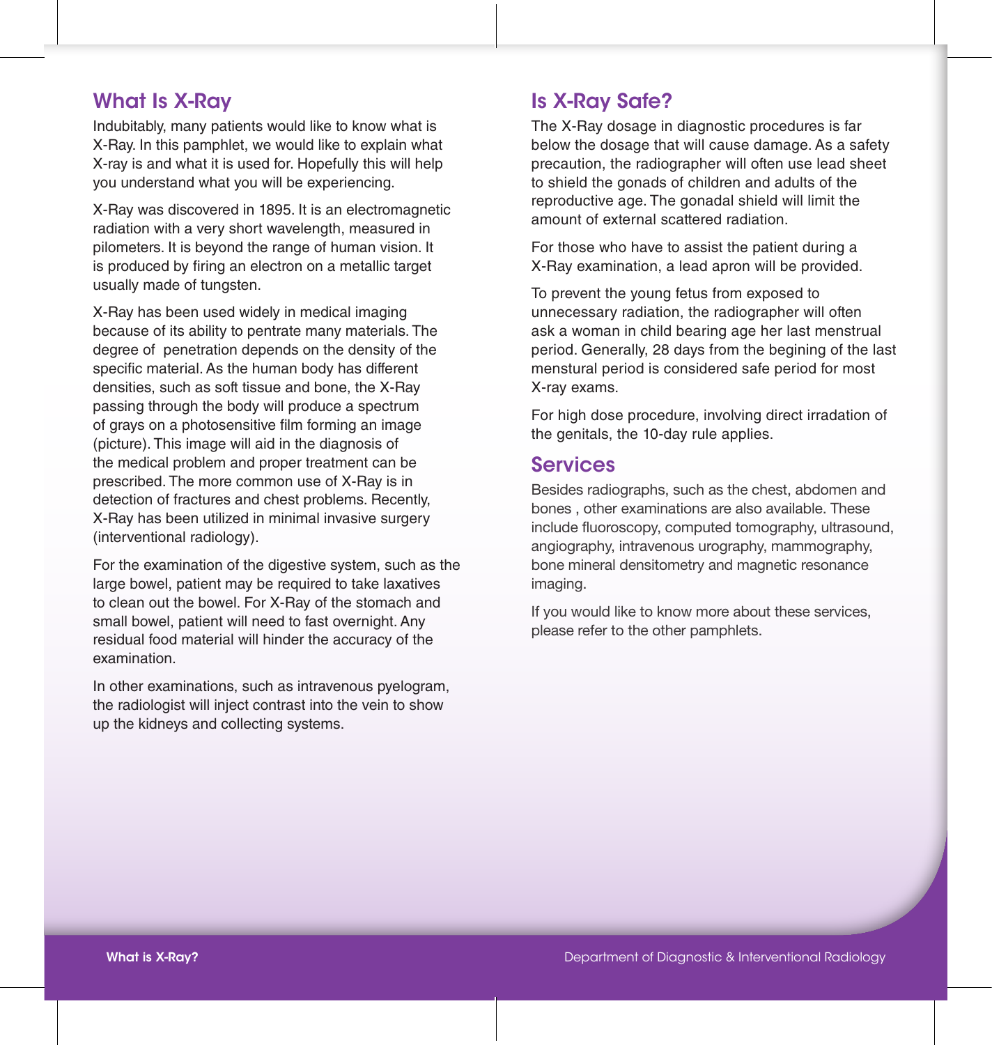## What Is X-Ray

Indubitably, many patients would like to know what is X-Ray. In this pamphlet, we would like to explain what X-ray is and what it is used for. Hopefully this will help you understand what you will be experiencing.

X-Ray was discovered in 1895. It is an electromagnetic radiation with a very short wavelength, measured in pilometers. It is beyond the range of human vision. It is produced by firing an electron on a metallic target usually made of tungsten.

X-Ray has been used widely in medical imaging because of its ability to pentrate many materials. The degree of penetration depends on the density of the specific material. As the human body has different densities, such as soft tissue and bone, the X-Ray passing through the body will produce a spectrum of grays on a photosensitive film forming an image (picture). This image will aid in the diagnosis of the medical problem and proper treatment can be prescribed. The more common use of X-Ray is in detection of fractures and chest problems. Recently, X-Ray has been utilized in minimal invasive surgery (interventional radiology).

For the examination of the digestive system, such as the large bowel, patient may be required to take laxatives to clean out the bowel. For X-Ray of the stomach and small bowel, patient will need to fast overnight. Any residual food material will hinder the accuracy of the examination.

In other examinations, such as intravenous pyelogram, the radiologist will inject contrast into the vein to show up the kidneys and collecting systems.

## Is X-Ray Safe?

The X-Ray dosage in diagnostic procedures is far below the dosage that will cause damage. As a safety precaution, the radiographer will often use lead sheet to shield the gonads of children and adults of the reproductive age. The gonadal shield will limit the amount of external scattered radiation.

For those who have to assist the patient during a X-Ray examination, a lead apron will be provided.

To prevent the young fetus from exposed to unnecessary radiation, the radiographer will often ask a woman in child bearing age her last menstrual period. Generally, 28 days from the begining of the last menstural period is considered safe period for most X-ray exams.

For high dose procedure, involving direct irradation of the genitals, the 10-day rule applies.

## Services

Besides radiographs, such as the chest, abdomen and bones , other examinations are also available. These include fluoroscopy, computed tomography, ultrasound, angiography, intravenous urography, mammography, bone mineral densitometry and magnetic resonance imaging.

If you would like to know more about these services, please refer to the other pamphlets.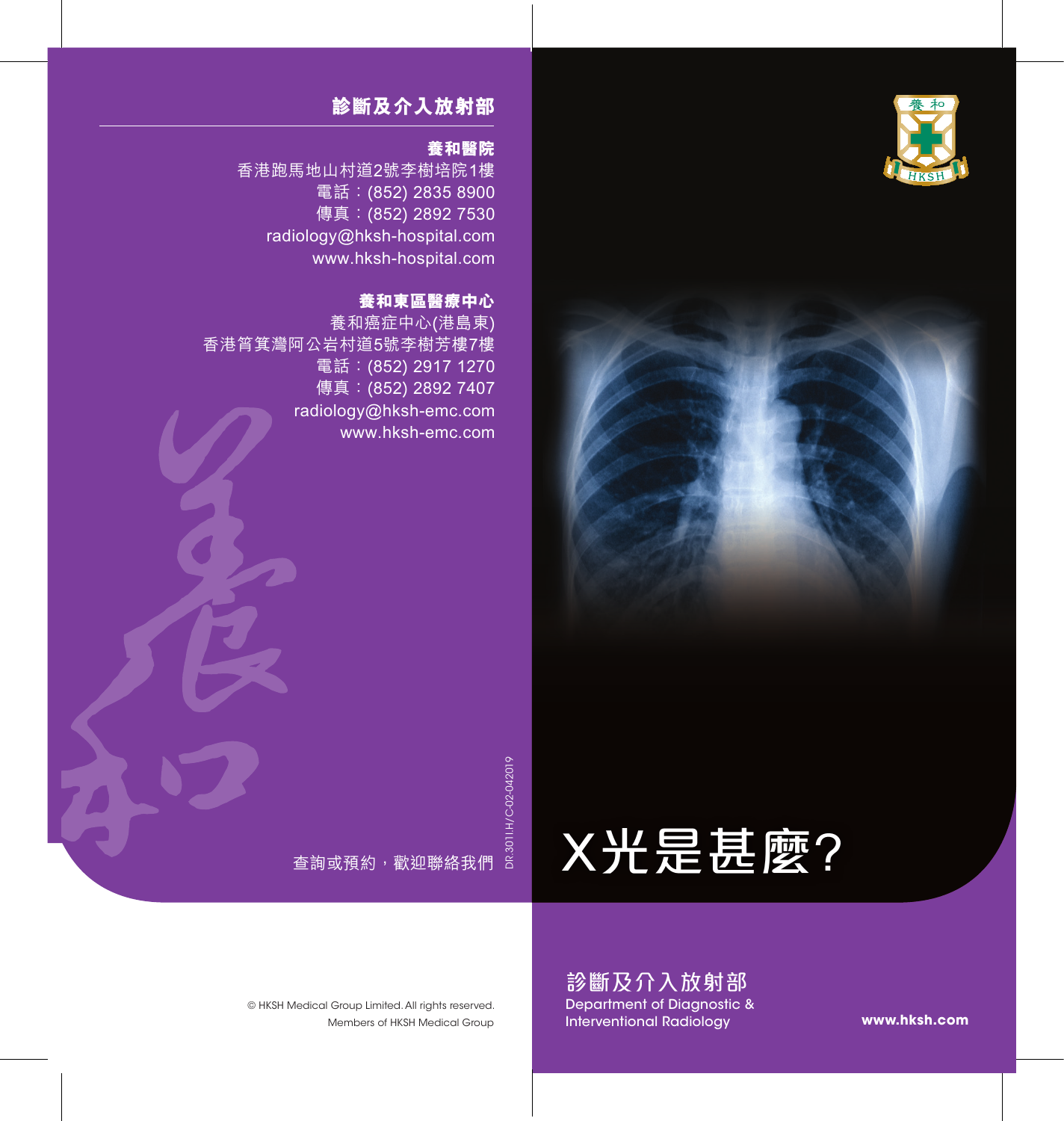## 診斷及介入放射部

**養和醫院**

香港跑馬地山村道2號李樹培院1樓
電話：(852) 2835 8900
傳真：(852) 2892 7530
radiology@hksh-hospital.com
www.hksh-hospital.com

**養和東區醫療中心**

養和癌症中心(港島東)
香港筲箕灣阿公岩村道5號李樹芳樓7樓
電話：(852) 2917 1270
傳真：(852) 2892 7407
radiology@hksh-emc.com
www.hksh-emc.com

查詢或預約，歡迎聯絡我們

DR.301I.H/C-02-042019

© HKSH Medical Group Limited. All rights reserved.
Members of HKSH Medical Group

# X光是甚麼?

診斷及介入放射部
Department of Diagnostic & Interventional Radiology

**www.hksh.com**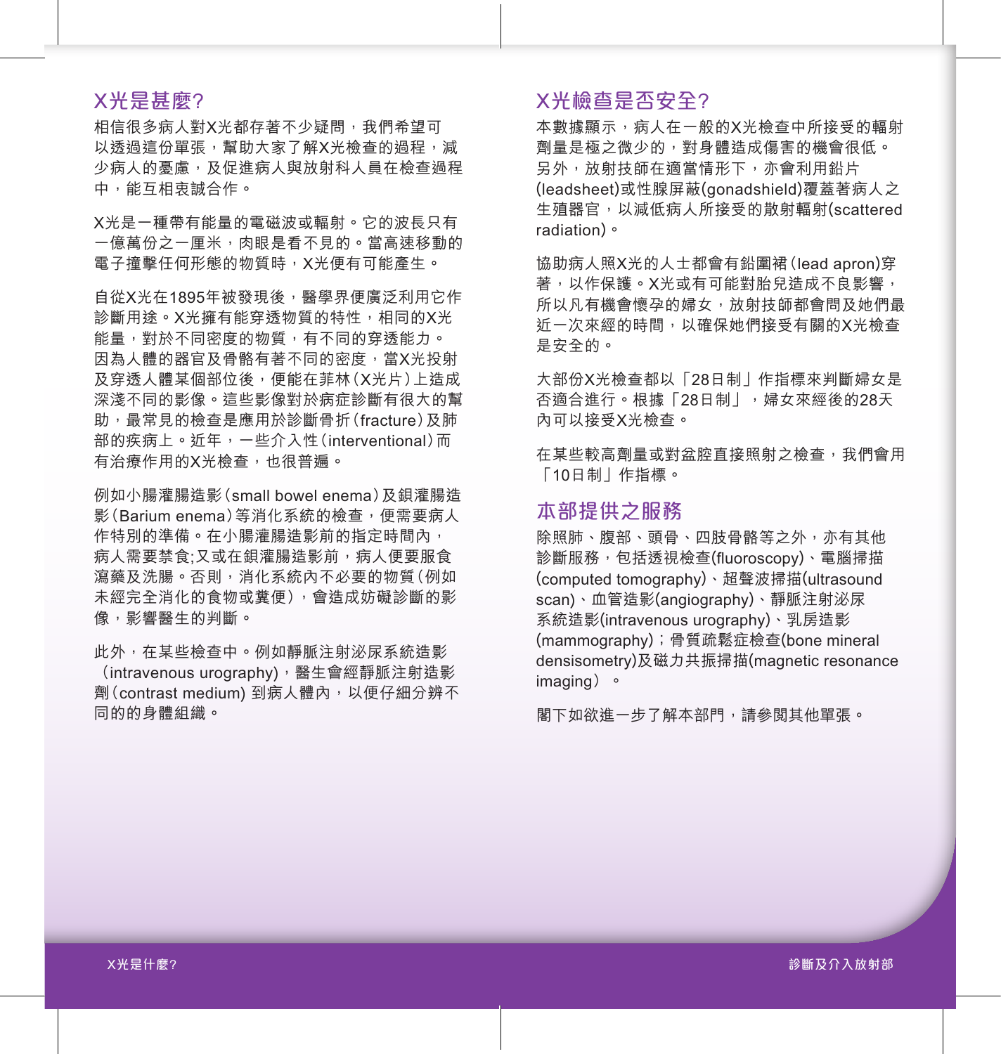## X光是甚麼?

相信很多病人對X光都存著不少疑問，我們希望可以透過這份單張，幫助大家了解X光檢查的過程，減少病人的憂慮，及促進病人與放射科人員在檢查過程中，能互相衷誠合作。

X光是一種帶有能量的電磁波或輻射。它的波長只有一億萬份之一厘米，肉眼是看不見的。當高速移動的電子撞擊任何形態的物質時，X光便有可能產生。

自從X光在1895年被發現後，醫學界便廣泛利用它作診斷用途。X光擁有能穿透物質的特性，相同的X光能量，對於不同密度的物質，有不同的穿透能力。因為人體的器官及骨骼有著不同的密度，當X光投射及穿透人體某個部位後，便能在菲林(X光片)上造成深淺不同的影像。這些影像對於病症診斷有很大的幫助，最常見的檢查是應用於診斷骨折(fracture)及肺部的疾病上。近年，一些介入性(interventional)而有治療作用的X光檢查，也很普遍。

例如小腸灌腸造影(small bowel enema)及鋇灌腸造影(Barium enema)等消化系統的檢查，便需要病人作特別的準備。在小腸灌腸造影前的指定時間內，病人需要禁食;又或在鋇灌腸造影前，病人便要服食瀉藥及洗腸。否則，消化系統內不必要的物質(例如未經完全消化的食物或糞便)，會造成妨礙診斷的影像，影響醫生的判斷。

此外，在某些檢查中。例如靜脈注射泌尿系統造影(intravenous urography)，醫生會經靜脈注射造影劑(contrast medium) 到病人體內，以便仔細分辨不同的的身體組織。

## X光檢查是否安全?

本數據顯示，病人在一般的X光檢查中所接受的輻射劑量是極之微少的，對身體造成傷害的機會很低。另外，放射技師在適當情形下，亦會利用鉛片(leadsheet)或性腺屏蔽(gonadshield)覆蓋著病人之生殖器官，以減低病人所接受的散射輻射(scattered radiation)。

協助病人照X光的人士都會有鉛圍裙(lead apron)穿著，以作保護。X光或有可能對胎兒造成不良影響，所以凡有機會懷孕的婦女，放射技師都會問及她們最近一次來經的時間，以確保她們接受有關的X光檢查是安全的。

大部份X光檢查都以「28日制」作指標來判斷婦女是否適合進行。根據「28日制」，婦女來經後的28天內可以接受X光檢查。

在某些較高劑量或對盆腔直接照射之檢查，我們會用「10日制」作指標。

## 本部提供之服務

除照肺、腹部、頭骨、四肢骨骼等之外，亦有其他診斷服務，包括透視檢查(fluoroscopy)、電腦掃描(computed tomography)、超聲波掃描(ultrasound scan)、血管造影(angiography)、靜脈注射泌尿系統造影(intravenous urography)、乳房造影(mammography)；骨質疏鬆症檢查(bone mineral densisometry)及磁力共振掃描(magnetic resonance imaging）。

閣下如欲進一步了解本部門，請參閱其他單張。